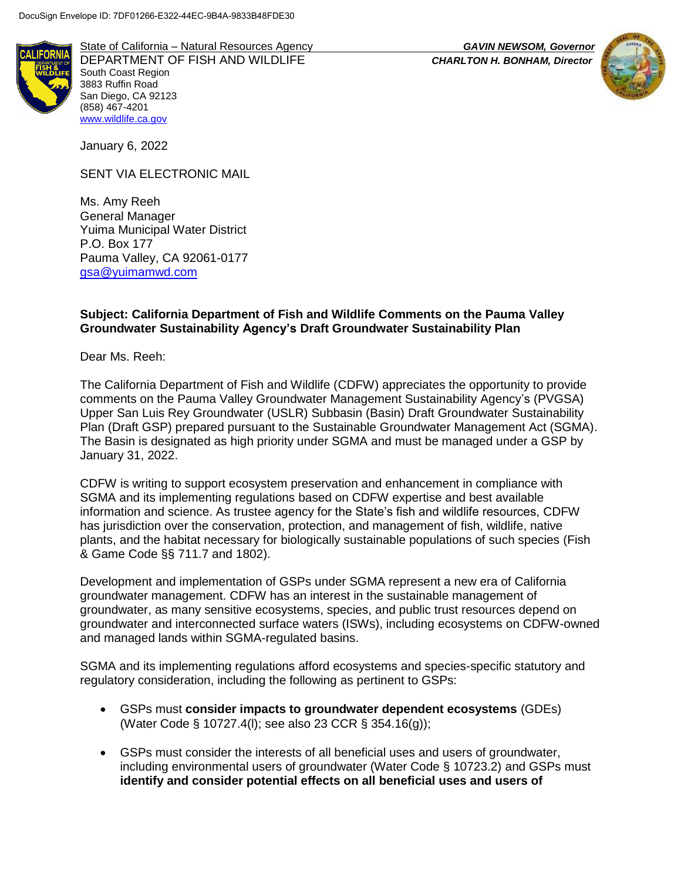DocuSign Envelope ID: 7DF01266-E322-44EC-9B4A-9833B48FDE30

State of California – Natural Resources Agency
DEPARTMENT OF FISH AND WILDLIFE
South Coast Region
3883 Ruffin Road
San Diego, CA 92123
(858) 467-4201
www.wildlife.ca.gov

***GAVIN NEWSOM, Governor***
***CHARLTON H. BONHAM, Director***

January 6, 2022

SENT VIA ELECTRONIC MAIL

Ms. Amy Reeh
General Manager
Yuima Municipal Water District
P.O. Box 177
Pauma Valley, CA 92061-0177
gsa@yuimamwd.com

**Subject: California Department of Fish and Wildlife Comments on the Pauma Valley Groundwater Sustainability Agency's Draft Groundwater Sustainability Plan**

Dear Ms. Reeh:

The California Department of Fish and Wildlife (CDFW) appreciates the opportunity to provide comments on the Pauma Valley Groundwater Management Sustainability Agency's (PVGSA) Upper San Luis Rey Groundwater (USLR) Subbasin (Basin) Draft Groundwater Sustainability Plan (Draft GSP) prepared pursuant to the Sustainable Groundwater Management Act (SGMA). The Basin is designated as high priority under SGMA and must be managed under a GSP by January 31, 2022.

CDFW is writing to support ecosystem preservation and enhancement in compliance with SGMA and its implementing regulations based on CDFW expertise and best available information and science. As trustee agency for the State's fish and wildlife resources, CDFW has jurisdiction over the conservation, protection, and management of fish, wildlife, native plants, and the habitat necessary for biologically sustainable populations of such species (Fish & Game Code §§ 711.7 and 1802).

Development and implementation of GSPs under SGMA represent a new era of California groundwater management. CDFW has an interest in the sustainable management of groundwater, as many sensitive ecosystems, species, and public trust resources depend on groundwater and interconnected surface waters (ISWs), including ecosystems on CDFW-owned and managed lands within SGMA-regulated basins.

SGMA and its implementing regulations afford ecosystems and species-specific statutory and regulatory consideration, including the following as pertinent to GSPs:

- GSPs must **consider impacts to groundwater dependent ecosystems** (GDEs) (Water Code § 10727.4(l); see also 23 CCR § 354.16(g));
- GSPs must consider the interests of all beneficial uses and users of groundwater, including environmental users of groundwater (Water Code § 10723.2) and GSPs must **identify and consider potential effects on all beneficial uses and users of**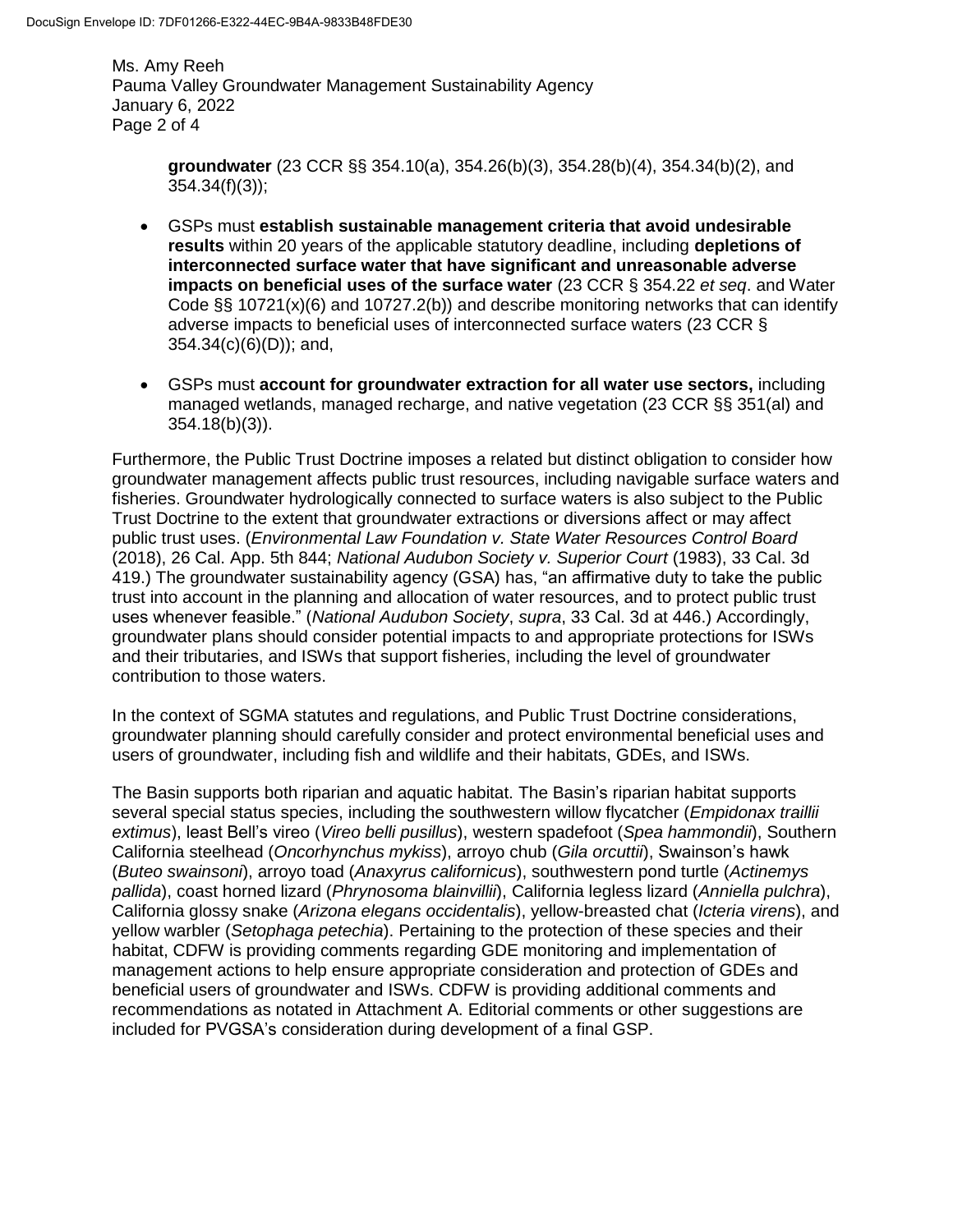**groundwater** (23 CCR §§ 354.10(a), 354.26(b)(3), 354.28(b)(4), 354.34(b)(2), and 354.34(f)(3));

- GSPs must **establish sustainable management criteria that avoid undesirable results** within 20 years of the applicable statutory deadline, including **depletions of interconnected surface water that have significant and unreasonable adverse impacts on beneficial uses of the surface water** (23 CCR § 354.22 *et seq*. and Water Code §§ 10721(x)(6) and 10727.2(b)) and describe monitoring networks that can identify adverse impacts to beneficial uses of interconnected surface waters (23 CCR § 354.34(c)(6)(D)); and,
- GSPs must **account for groundwater extraction for all water use sectors,** including managed wetlands, managed recharge, and native vegetation (23 CCR §§ 351(al) and 354.18(b)(3)).

Furthermore, the Public Trust Doctrine imposes a related but distinct obligation to consider how groundwater management affects public trust resources, including navigable surface waters and fisheries. Groundwater hydrologically connected to surface waters is also subject to the Public Trust Doctrine to the extent that groundwater extractions or diversions affect or may affect public trust uses. (*Environmental Law Foundation v. State Water Resources Control Board* (2018), 26 Cal. App. 5th 844; *National Audubon Society v. Superior Court* (1983), 33 Cal. 3d 419.) The groundwater sustainability agency (GSA) has, "an affirmative duty to take the public trust into account in the planning and allocation of water resources, and to protect public trust uses whenever feasible." (*National Audubon Society*, *supra*, 33 Cal. 3d at 446.) Accordingly, groundwater plans should consider potential impacts to and appropriate protections for ISWs and their tributaries, and ISWs that support fisheries, including the level of groundwater contribution to those waters.

In the context of SGMA statutes and regulations, and Public Trust Doctrine considerations, groundwater planning should carefully consider and protect environmental beneficial uses and users of groundwater, including fish and wildlife and their habitats, GDEs, and ISWs.

The Basin supports both riparian and aquatic habitat. The Basin's riparian habitat supports several special status species, including the southwestern willow flycatcher (*Empidonax traillii extimus*), least Bell's vireo (*Vireo belli pusillus*), western spadefoot (*Spea hammondii*), Southern California steelhead (*Oncorhynchus mykiss*), arroyo chub (*Gila orcuttii*), Swainson's hawk (*Buteo swainsoni*), arroyo toad (*Anaxyrus californicus*), southwestern pond turtle (*Actinemys pallida*), coast horned lizard (*Phrynosoma blainvillii*), California legless lizard (*Anniella pulchra*), California glossy snake (*Arizona elegans occidentalis*), yellow-breasted chat (*Icteria virens*), and yellow warbler (*Setophaga petechia*). Pertaining to the protection of these species and their habitat, CDFW is providing comments regarding GDE monitoring and implementation of management actions to help ensure appropriate consideration and protection of GDEs and beneficial users of groundwater and ISWs. CDFW is providing additional comments and recommendations as notated in Attachment A. Editorial comments or other suggestions are included for PVGSA's consideration during development of a final GSP.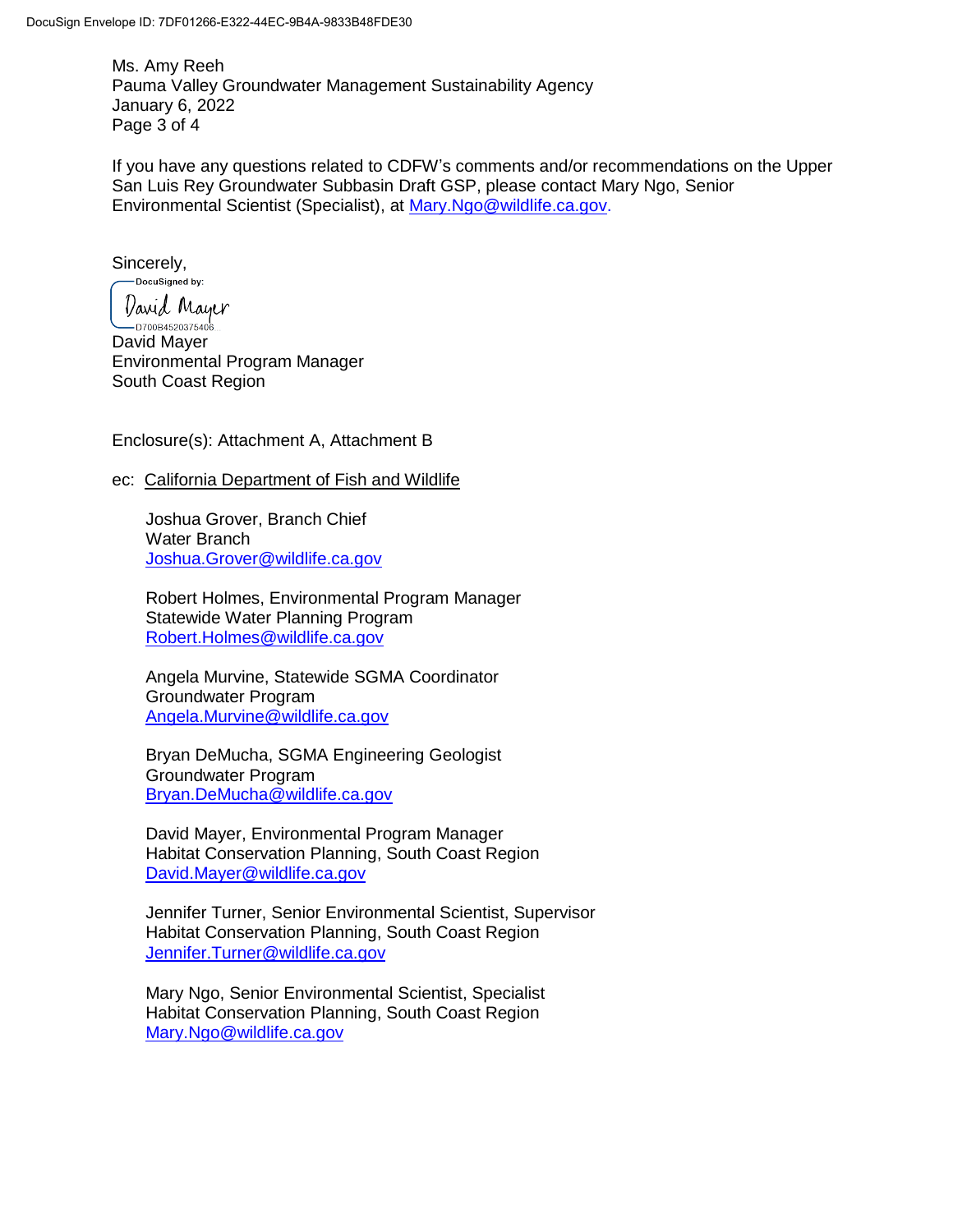Ms. Amy Reeh
Pauma Valley Groundwater Management Sustainability Agency
January 6, 2022

If you have any questions related to CDFW's comments and/or recommendations on the Upper San Luis Rey Groundwater Subbasin Draft GSP, please contact Mary Ngo, Senior Environmental Scientist (Specialist), at Mary.Ngo@wildlife.ca.gov.

Sincerely,

DocuSigned by:
David Mayer
D700B4520375406...

David Mayer
Environmental Program Manager
South Coast Region

Enclosure(s): Attachment A, Attachment B

ec: California Department of Fish and Wildlife

Joshua Grover, Branch Chief
Water Branch
Joshua.Grover@wildlife.ca.gov

Robert Holmes, Environmental Program Manager
Statewide Water Planning Program
Robert.Holmes@wildlife.ca.gov

Angela Murvine, Statewide SGMA Coordinator
Groundwater Program
Angela.Murvine@wildlife.ca.gov

Bryan DeMucha, SGMA Engineering Geologist
Groundwater Program
Bryan.DeMucha@wildlife.ca.gov

David Mayer, Environmental Program Manager
Habitat Conservation Planning, South Coast Region
David.Mayer@wildlife.ca.gov

Jennifer Turner, Senior Environmental Scientist, Supervisor
Habitat Conservation Planning, South Coast Region
Jennifer.Turner@wildlife.ca.gov

Mary Ngo, Senior Environmental Scientist, Specialist
Habitat Conservation Planning, South Coast Region
Mary.Ngo@wildlife.ca.gov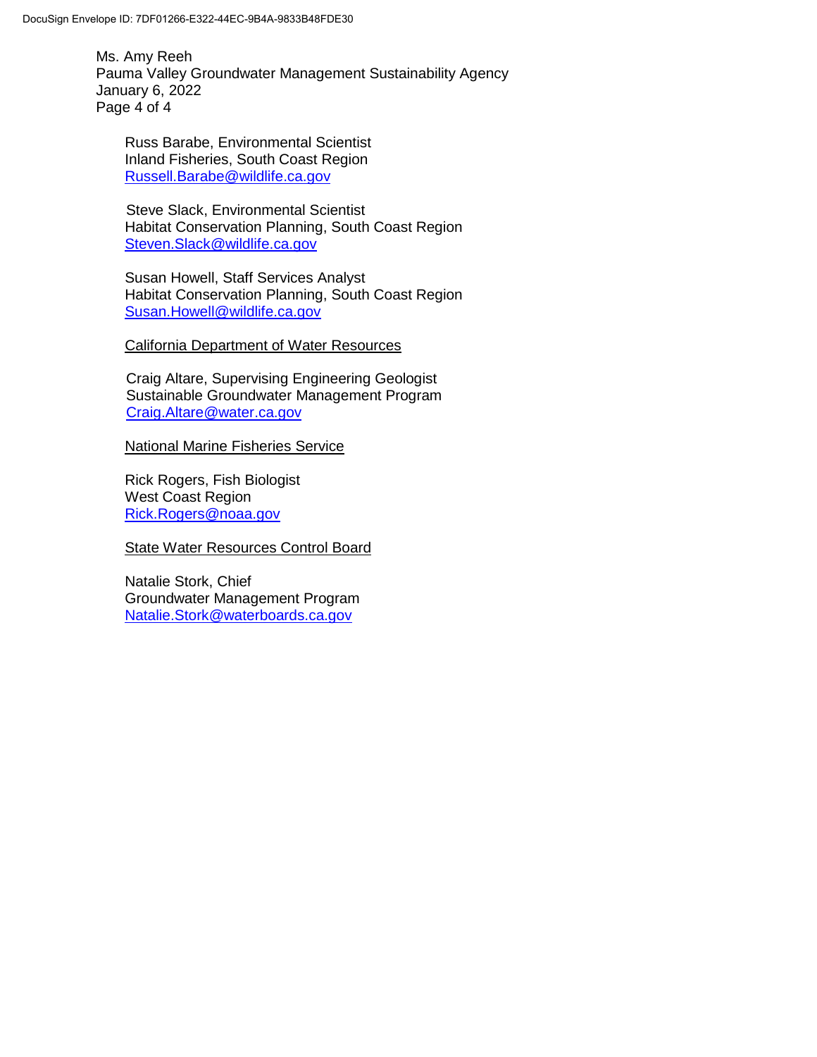Russ Barabe, Environmental Scientist
Inland Fisheries, South Coast Region
Russell.Barabe@wildlife.ca.gov

Steve Slack, Environmental Scientist
Habitat Conservation Planning, South Coast Region
Steven.Slack@wildlife.ca.gov

Susan Howell, Staff Services Analyst
Habitat Conservation Planning, South Coast Region
Susan.Howell@wildlife.ca.gov

California Department of Water Resources

Craig Altare, Supervising Engineering Geologist
Sustainable Groundwater Management Program
Craig.Altare@water.ca.gov

National Marine Fisheries Service

Rick Rogers, Fish Biologist
West Coast Region
Rick.Rogers@noaa.gov

State Water Resources Control Board

Natalie Stork, Chief
Groundwater Management Program
Natalie.Stork@waterboards.ca.gov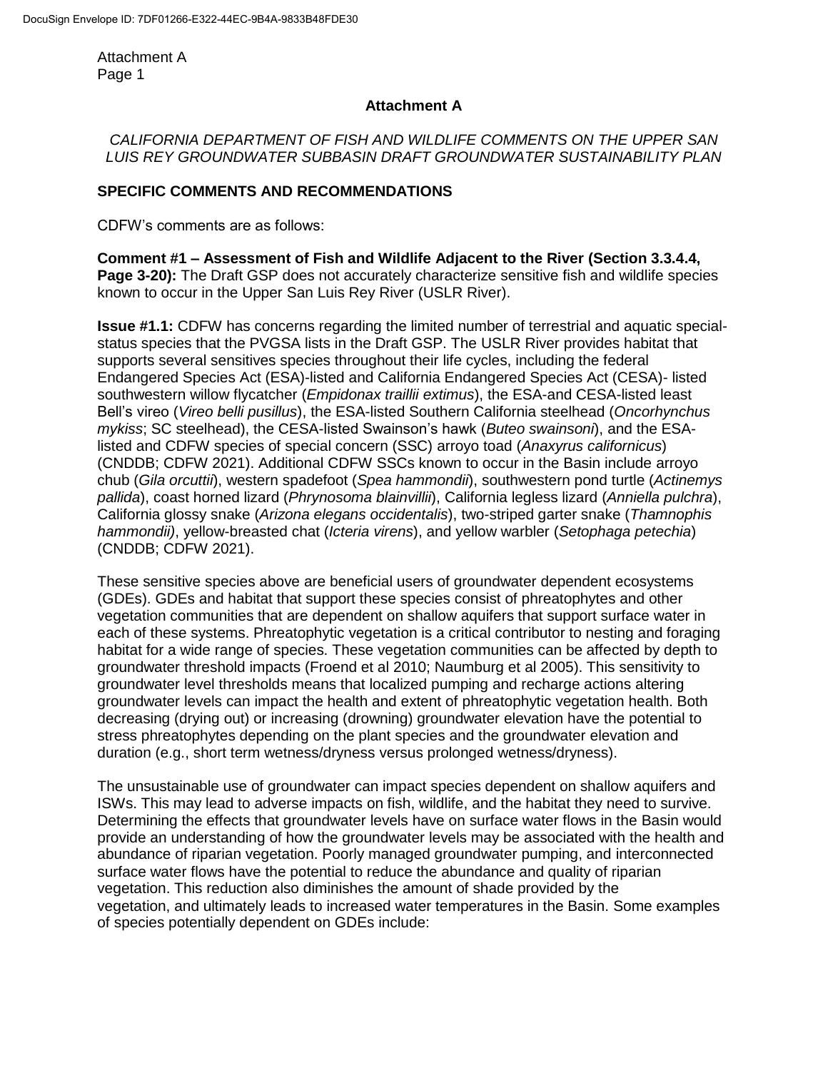**Attachment A**

*CALIFORNIA DEPARTMENT OF FISH AND WILDLIFE COMMENTS ON THE UPPER SAN LUIS REY GROUNDWATER SUBBASIN DRAFT GROUNDWATER SUSTAINABILITY PLAN*

## SPECIFIC COMMENTS AND RECOMMENDATIONS

CDFW's comments are as follows:

**Comment #1 – Assessment of Fish and Wildlife Adjacent to the River (Section 3.3.4.4, Page 3-20):** The Draft GSP does not accurately characterize sensitive fish and wildlife species known to occur in the Upper San Luis Rey River (USLR River).

**Issue #1.1:** CDFW has concerns regarding the limited number of terrestrial and aquatic special-status species that the PVGSA lists in the Draft GSP. The USLR River provides habitat that supports several sensitives species throughout their life cycles, including the federal Endangered Species Act (ESA)-listed and California Endangered Species Act (CESA)- listed southwestern willow flycatcher (*Empidonax traillii extimus*), the ESA-and CESA-listed least Bell's vireo (*Vireo belli pusillus*), the ESA-listed Southern California steelhead (*Oncorhynchus mykiss*; SC steelhead), the CESA-listed Swainson's hawk (*Buteo swainsoni*), and the ESA-listed and CDFW species of special concern (SSC) arroyo toad (*Anaxyrus californicus*) (CNDDB; CDFW 2021). Additional CDFW SSCs known to occur in the Basin include arroyo chub (*Gila orcuttii*), western spadefoot (*Spea hammondii*), southwestern pond turtle (*Actinemys pallida*), coast horned lizard (*Phrynosoma blainvillii*), California legless lizard (*Anniella pulchra*), California glossy snake (*Arizona elegans occidentalis*), two-striped garter snake (*Thamnophis hammondii)*, yellow-breasted chat (*Icteria virens*), and yellow warbler (*Setophaga petechia*) (CNDDB; CDFW 2021).

These sensitive species above are beneficial users of groundwater dependent ecosystems (GDEs). GDEs and habitat that support these species consist of phreatophytes and other vegetation communities that are dependent on shallow aquifers that support surface water in each of these systems. Phreatophytic vegetation is a critical contributor to nesting and foraging habitat for a wide range of species. These vegetation communities can be affected by depth to groundwater threshold impacts (Froend et al 2010; Naumburg et al 2005). This sensitivity to groundwater level thresholds means that localized pumping and recharge actions altering groundwater levels can impact the health and extent of phreatophytic vegetation health. Both decreasing (drying out) or increasing (drowning) groundwater elevation have the potential to stress phreatophytes depending on the plant species and the groundwater elevation and duration (e.g., short term wetness/dryness versus prolonged wetness/dryness).

The unsustainable use of groundwater can impact species dependent on shallow aquifers and ISWs. This may lead to adverse impacts on fish, wildlife, and the habitat they need to survive. Determining the effects that groundwater levels have on surface water flows in the Basin would provide an understanding of how the groundwater levels may be associated with the health and abundance of riparian vegetation. Poorly managed groundwater pumping, and interconnected surface water flows have the potential to reduce the abundance and quality of riparian vegetation. This reduction also diminishes the amount of shade provided by the vegetation, and ultimately leads to increased water temperatures in the Basin. Some examples of species potentially dependent on GDEs include: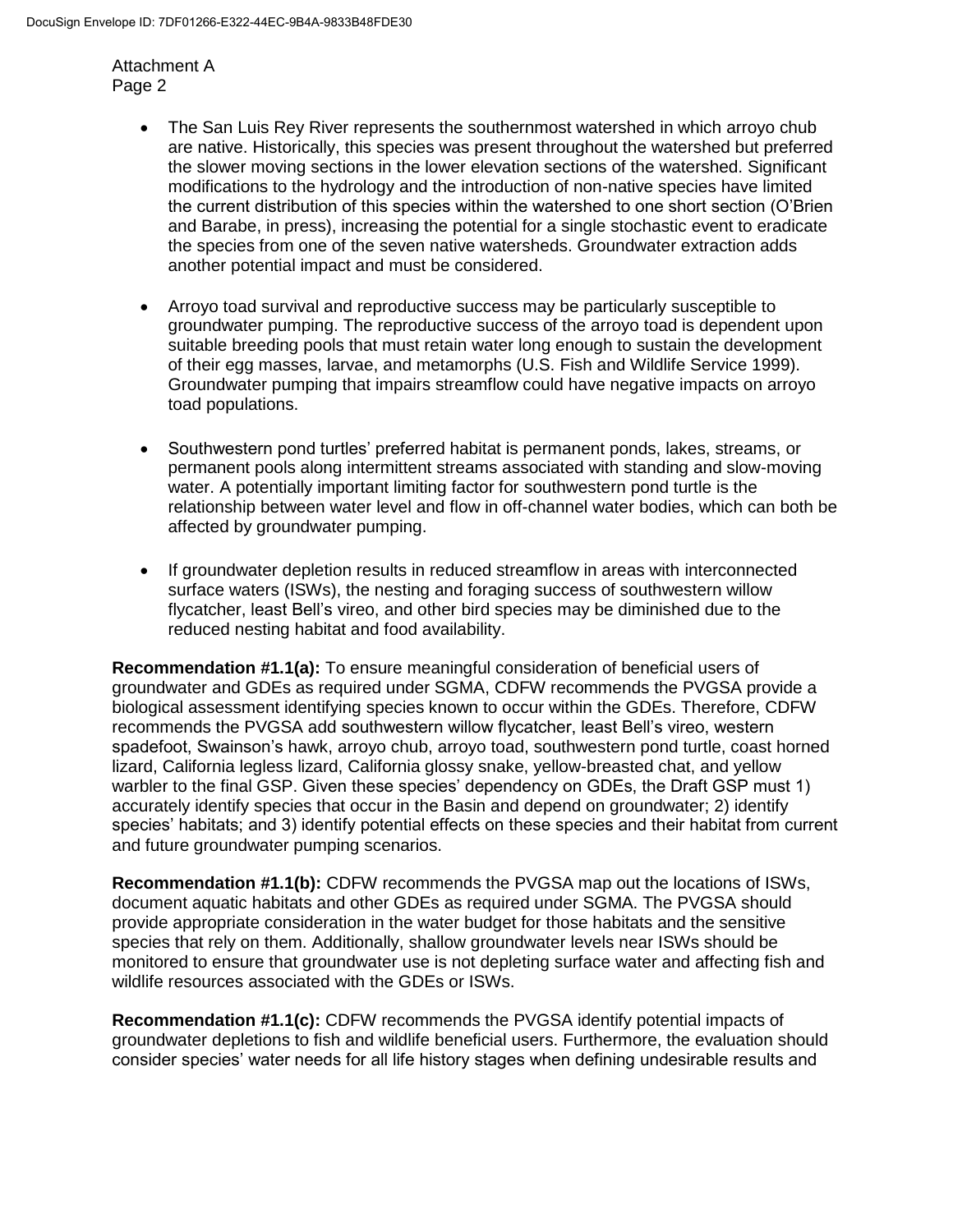- The San Luis Rey River represents the southernmost watershed in which arroyo chub are native. Historically, this species was present throughout the watershed but preferred the slower moving sections in the lower elevation sections of the watershed. Significant modifications to the hydrology and the introduction of non-native species have limited the current distribution of this species within the watershed to one short section (O'Brien and Barabe, in press), increasing the potential for a single stochastic event to eradicate the species from one of the seven native watersheds. Groundwater extraction adds another potential impact and must be considered.

- Arroyo toad survival and reproductive success may be particularly susceptible to groundwater pumping. The reproductive success of the arroyo toad is dependent upon suitable breeding pools that must retain water long enough to sustain the development of their egg masses, larvae, and metamorphs (U.S. Fish and Wildlife Service 1999). Groundwater pumping that impairs streamflow could have negative impacts on arroyo toad populations.

- Southwestern pond turtles' preferred habitat is permanent ponds, lakes, streams, or permanent pools along intermittent streams associated with standing and slow-moving water. A potentially important limiting factor for southwestern pond turtle is the relationship between water level and flow in off-channel water bodies, which can both be affected by groundwater pumping.

- If groundwater depletion results in reduced streamflow in areas with interconnected surface waters (ISWs), the nesting and foraging success of southwestern willow flycatcher, least Bell's vireo, and other bird species may be diminished due to the reduced nesting habitat and food availability.

**Recommendation #1.1(a):** To ensure meaningful consideration of beneficial users of groundwater and GDEs as required under SGMA, CDFW recommends the PVGSA provide a biological assessment identifying species known to occur within the GDEs. Therefore, CDFW recommends the PVGSA add southwestern willow flycatcher, least Bell's vireo, western spadefoot, Swainson's hawk, arroyo chub, arroyo toad, southwestern pond turtle, coast horned lizard, California legless lizard, California glossy snake, yellow-breasted chat, and yellow warbler to the final GSP. Given these species' dependency on GDEs, the Draft GSP must 1) accurately identify species that occur in the Basin and depend on groundwater; 2) identify species' habitats; and 3) identify potential effects on these species and their habitat from current and future groundwater pumping scenarios.

**Recommendation #1.1(b):** CDFW recommends the PVGSA map out the locations of ISWs, document aquatic habitats and other GDEs as required under SGMA. The PVGSA should provide appropriate consideration in the water budget for those habitats and the sensitive species that rely on them. Additionally, shallow groundwater levels near ISWs should be monitored to ensure that groundwater use is not depleting surface water and affecting fish and wildlife resources associated with the GDEs or ISWs.

**Recommendation #1.1(c):** CDFW recommends the PVGSA identify potential impacts of groundwater depletions to fish and wildlife beneficial users. Furthermore, the evaluation should consider species' water needs for all life history stages when defining undesirable results and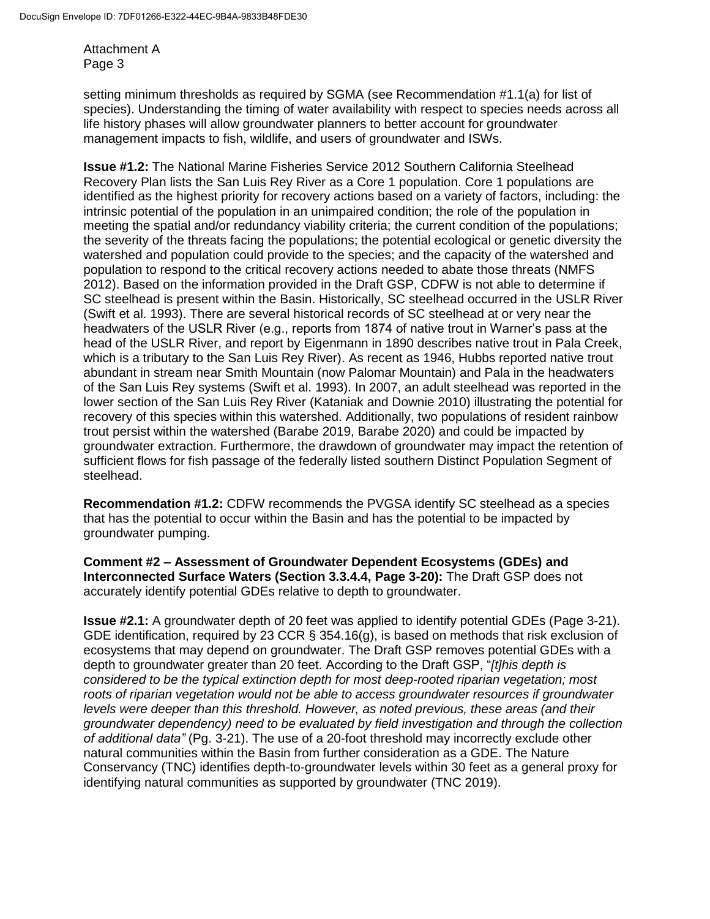setting minimum thresholds as required by SGMA (see Recommendation #1.1(a) for list of species). Understanding the timing of water availability with respect to species needs across all life history phases will allow groundwater planners to better account for groundwater management impacts to fish, wildlife, and users of groundwater and ISWs.

**Issue #1.2:** The National Marine Fisheries Service 2012 Southern California Steelhead Recovery Plan lists the San Luis Rey River as a Core 1 population. Core 1 populations are identified as the highest priority for recovery actions based on a variety of factors, including: the intrinsic potential of the population in an unimpaired condition; the role of the population in meeting the spatial and/or redundancy viability criteria; the current condition of the populations; the severity of the threats facing the populations; the potential ecological or genetic diversity the watershed and population could provide to the species; and the capacity of the watershed and population to respond to the critical recovery actions needed to abate those threats (NMFS 2012). Based on the information provided in the Draft GSP, CDFW is not able to determine if SC steelhead is present within the Basin. Historically, SC steelhead occurred in the USLR River (Swift et al. 1993). There are several historical records of SC steelhead at or very near the headwaters of the USLR River (e.g., reports from 1874 of native trout in Warner's pass at the head of the USLR River, and report by Eigenmann in 1890 describes native trout in Pala Creek, which is a tributary to the San Luis Rey River). As recent as 1946, Hubbs reported native trout abundant in stream near Smith Mountain (now Palomar Mountain) and Pala in the headwaters of the San Luis Rey systems (Swift et al. 1993). In 2007, an adult steelhead was reported in the lower section of the San Luis Rey River (Kataniak and Downie 2010) illustrating the potential for recovery of this species within this watershed. Additionally, two populations of resident rainbow trout persist within the watershed (Barabe 2019, Barabe 2020) and could be impacted by groundwater extraction. Furthermore, the drawdown of groundwater may impact the retention of sufficient flows for fish passage of the federally listed southern Distinct Population Segment of steelhead.

**Recommendation #1.2:** CDFW recommends the PVGSA identify SC steelhead as a species that has the potential to occur within the Basin and has the potential to be impacted by groundwater pumping.

**Comment #2 – Assessment of Groundwater Dependent Ecosystems (GDEs) and Interconnected Surface Waters (Section 3.3.4.4, Page 3-20):** The Draft GSP does not accurately identify potential GDEs relative to depth to groundwater.

**Issue #2.1:** A groundwater depth of 20 feet was applied to identify potential GDEs (Page 3-21). GDE identification, required by 23 CCR § 354.16(g), is based on methods that risk exclusion of ecosystems that may depend on groundwater. The Draft GSP removes potential GDEs with a depth to groundwater greater than 20 feet. According to the Draft GSP, "*[t]his depth is considered to be the typical extinction depth for most deep-rooted riparian vegetation; most roots of riparian vegetation would not be able to access groundwater resources if groundwater levels were deeper than this threshold. However, as noted previous, these areas (and their groundwater dependency) need to be evaluated by field investigation and through the collection of additional data"* (Pg. 3-21). The use of a 20-foot threshold may incorrectly exclude other natural communities within the Basin from further consideration as a GDE. The Nature Conservancy (TNC) identifies depth-to-groundwater levels within 30 feet as a general proxy for identifying natural communities as supported by groundwater (TNC 2019).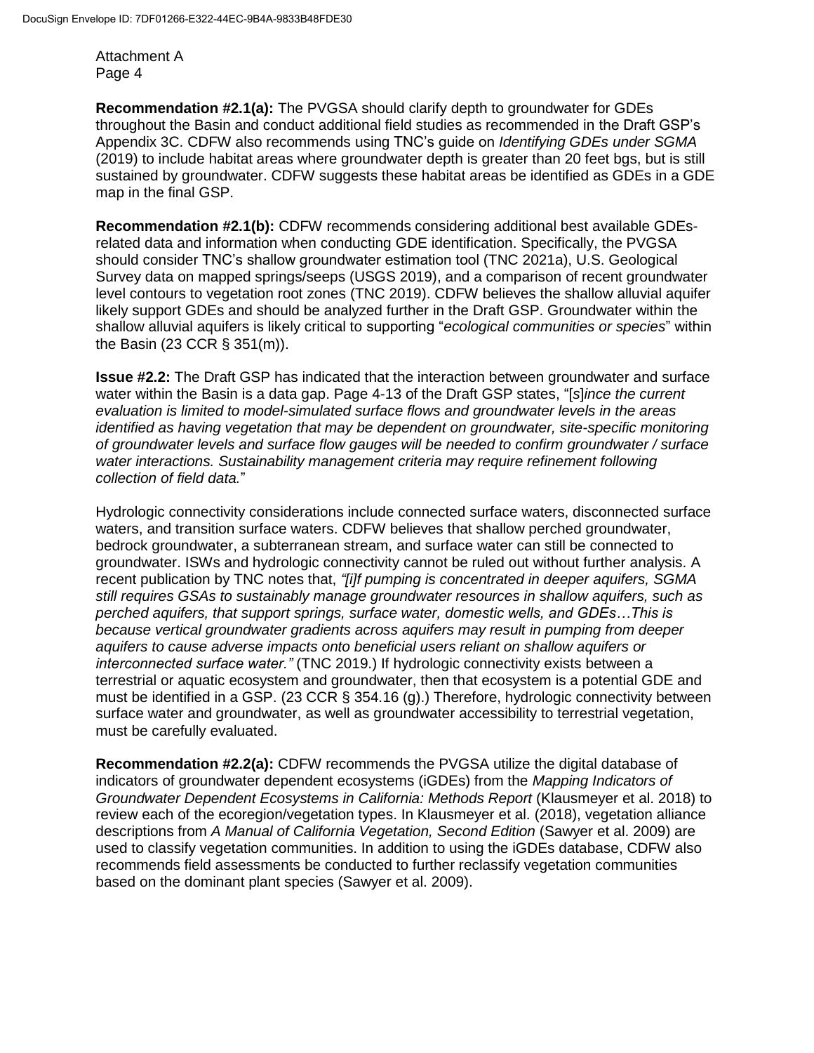**Recommendation #2.1(a):** The PVGSA should clarify depth to groundwater for GDEs throughout the Basin and conduct additional field studies as recommended in the Draft GSP's Appendix 3C. CDFW also recommends using TNC's guide on *Identifying GDEs under SGMA* (2019) to include habitat areas where groundwater depth is greater than 20 feet bgs, but is still sustained by groundwater. CDFW suggests these habitat areas be identified as GDEs in a GDE map in the final GSP.

**Recommendation #2.1(b):** CDFW recommends considering additional best available GDEs-related data and information when conducting GDE identification. Specifically, the PVGSA should consider TNC's shallow groundwater estimation tool (TNC 2021a), U.S. Geological Survey data on mapped springs/seeps (USGS 2019), and a comparison of recent groundwater level contours to vegetation root zones (TNC 2019). CDFW believes the shallow alluvial aquifer likely support GDEs and should be analyzed further in the Draft GSP. Groundwater within the shallow alluvial aquifers is likely critical to supporting "*ecological communities or species*" within the Basin (23 CCR § 351(m)).

**Issue #2.2:** The Draft GSP has indicated that the interaction between groundwater and surface water within the Basin is a data gap. Page 4-13 of the Draft GSP states, "[s]*ince the current evaluation is limited to model-simulated surface flows and groundwater levels in the areas identified as having vegetation that may be dependent on groundwater, site-specific monitoring of groundwater levels and surface flow gauges will be needed to confirm groundwater / surface water interactions. Sustainability management criteria may require refinement following collection of field data.*"

Hydrologic connectivity considerations include connected surface waters, disconnected surface waters, and transition surface waters. CDFW believes that shallow perched groundwater, bedrock groundwater, a subterranean stream, and surface water can still be connected to groundwater. ISWs and hydrologic connectivity cannot be ruled out without further analysis. A recent publication by TNC notes that, *"[i]f pumping is concentrated in deeper aquifers, SGMA still requires GSAs to sustainably manage groundwater resources in shallow aquifers, such as perched aquifers, that support springs, surface water, domestic wells, and GDEs…This is because vertical groundwater gradients across aquifers may result in pumping from deeper aquifers to cause adverse impacts onto beneficial users reliant on shallow aquifers or interconnected surface water."* (TNC 2019.) If hydrologic connectivity exists between a terrestrial or aquatic ecosystem and groundwater, then that ecosystem is a potential GDE and must be identified in a GSP. (23 CCR § 354.16 (g).) Therefore, hydrologic connectivity between surface water and groundwater, as well as groundwater accessibility to terrestrial vegetation, must be carefully evaluated.

**Recommendation #2.2(a):** CDFW recommends the PVGSA utilize the digital database of indicators of groundwater dependent ecosystems (iGDEs) from the *Mapping Indicators of Groundwater Dependent Ecosystems in California: Methods Report* (Klausmeyer et al. 2018) to review each of the ecoregion/vegetation types. In Klausmeyer et al. (2018), vegetation alliance descriptions from *A Manual of California Vegetation, Second Edition* (Sawyer et al. 2009) are used to classify vegetation communities. In addition to using the iGDEs database, CDFW also recommends field assessments be conducted to further reclassify vegetation communities based on the dominant plant species (Sawyer et al. 2009).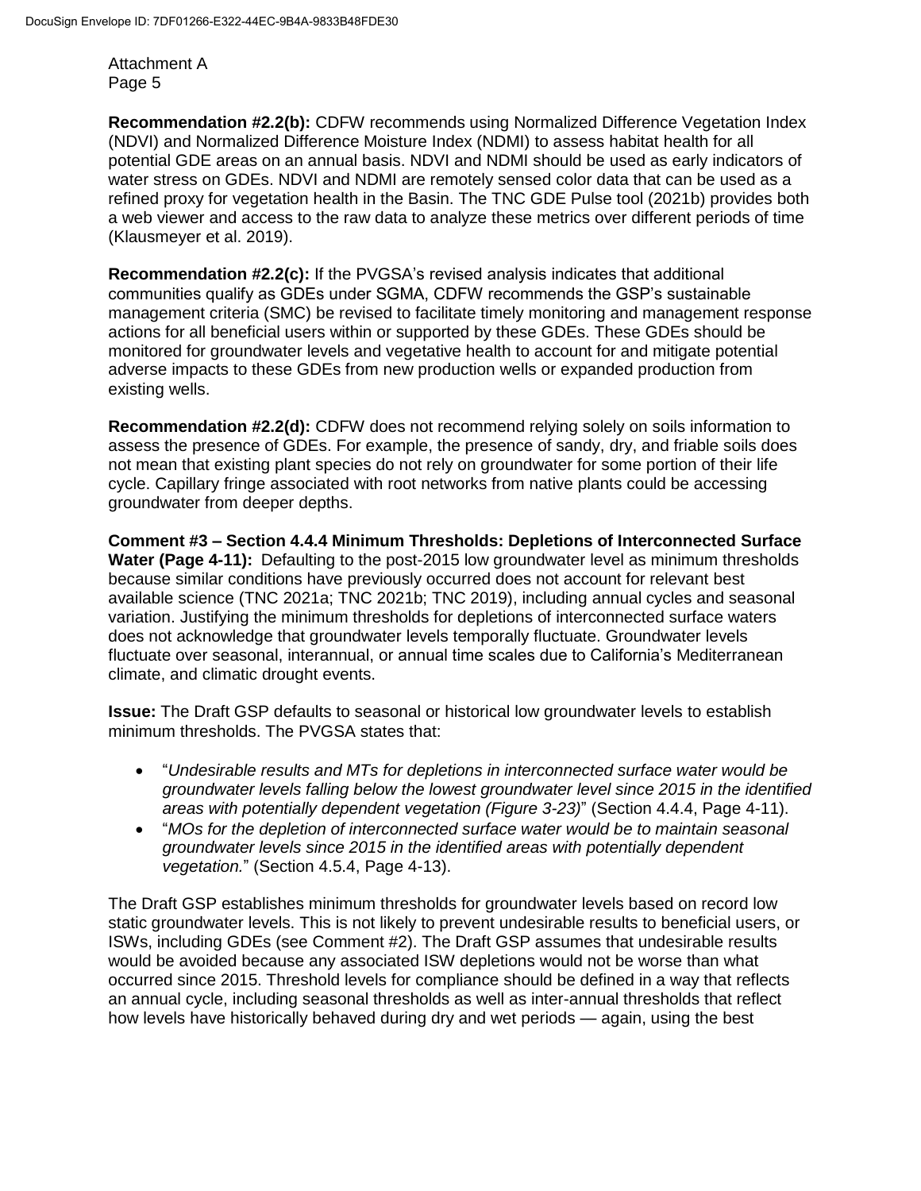**Recommendation #2.2(b):** CDFW recommends using Normalized Difference Vegetation Index (NDVI) and Normalized Difference Moisture Index (NDMI) to assess habitat health for all potential GDE areas on an annual basis. NDVI and NDMI should be used as early indicators of water stress on GDEs. NDVI and NDMI are remotely sensed color data that can be used as a refined proxy for vegetation health in the Basin. The TNC GDE Pulse tool (2021b) provides both a web viewer and access to the raw data to analyze these metrics over different periods of time (Klausmeyer et al. 2019).

**Recommendation #2.2(c):** If the PVGSA's revised analysis indicates that additional communities qualify as GDEs under SGMA, CDFW recommends the GSP's sustainable management criteria (SMC) be revised to facilitate timely monitoring and management response actions for all beneficial users within or supported by these GDEs. These GDEs should be monitored for groundwater levels and vegetative health to account for and mitigate potential adverse impacts to these GDEs from new production wells or expanded production from existing wells.

**Recommendation #2.2(d):** CDFW does not recommend relying solely on soils information to assess the presence of GDEs. For example, the presence of sandy, dry, and friable soils does not mean that existing plant species do not rely on groundwater for some portion of their life cycle. Capillary fringe associated with root networks from native plants could be accessing groundwater from deeper depths.

**Comment #3 – Section 4.4.4 Minimum Thresholds: Depletions of Interconnected Surface Water (Page 4-11):** Defaulting to the post-2015 low groundwater level as minimum thresholds because similar conditions have previously occurred does not account for relevant best available science (TNC 2021a; TNC 2021b; TNC 2019), including annual cycles and seasonal variation. Justifying the minimum thresholds for depletions of interconnected surface waters does not acknowledge that groundwater levels temporally fluctuate. Groundwater levels fluctuate over seasonal, interannual, or annual time scales due to California's Mediterranean climate, and climatic drought events.

**Issue:** The Draft GSP defaults to seasonal or historical low groundwater levels to establish minimum thresholds. The PVGSA states that:

- "*Undesirable results and MTs for depletions in interconnected surface water would be groundwater levels falling below the lowest groundwater level since 2015 in the identified areas with potentially dependent vegetation (Figure 3-23)*" (Section 4.4.4, Page 4-11).
- "*MOs for the depletion of interconnected surface water would be to maintain seasonal groundwater levels since 2015 in the identified areas with potentially dependent vegetation.*" (Section 4.5.4, Page 4-13).

The Draft GSP establishes minimum thresholds for groundwater levels based on record low static groundwater levels. This is not likely to prevent undesirable results to beneficial users, or ISWs, including GDEs (see Comment #2). The Draft GSP assumes that undesirable results would be avoided because any associated ISW depletions would not be worse than what occurred since 2015. Threshold levels for compliance should be defined in a way that reflects an annual cycle, including seasonal thresholds as well as inter-annual thresholds that reflect how levels have historically behaved during dry and wet periods — again, using the best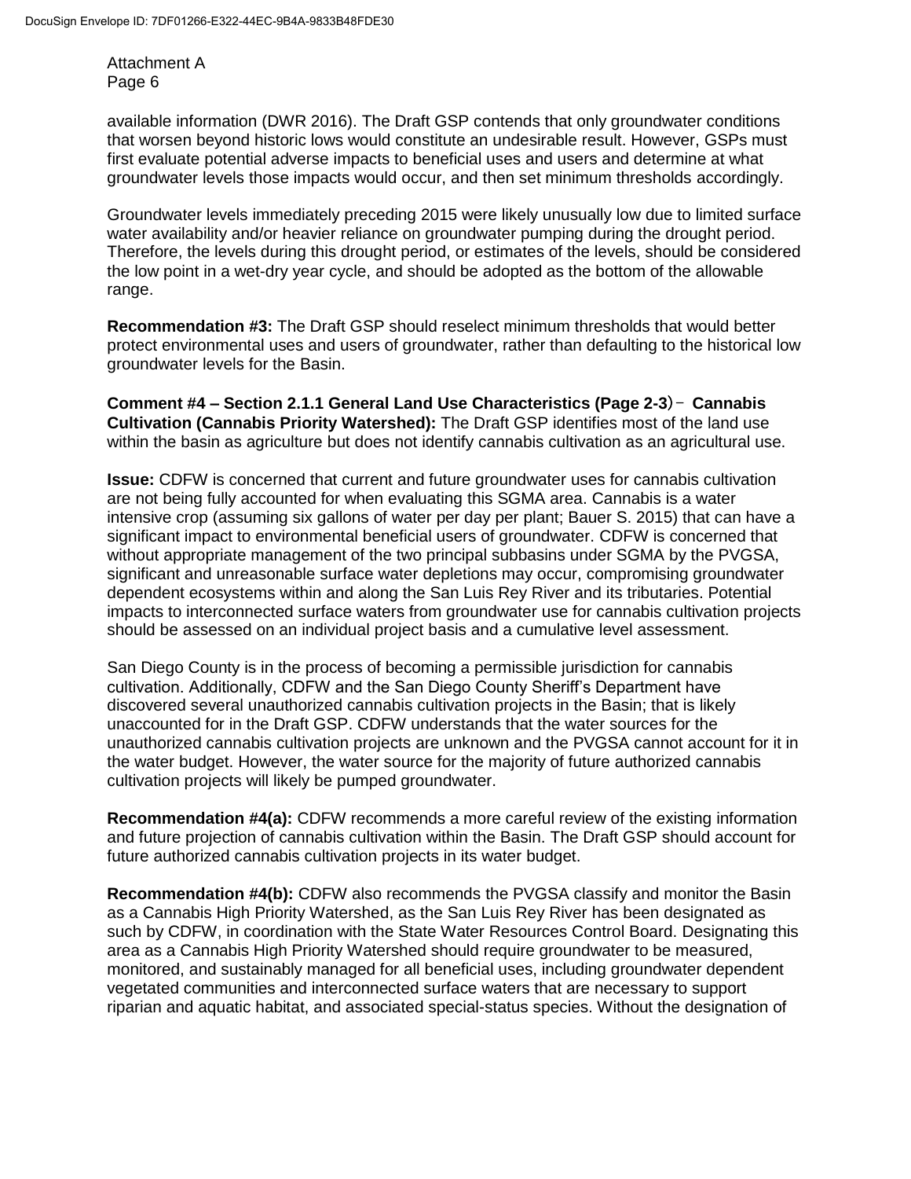available information (DWR 2016). The Draft GSP contends that only groundwater conditions that worsen beyond historic lows would constitute an undesirable result. However, GSPs must first evaluate potential adverse impacts to beneficial uses and users and determine at what groundwater levels those impacts would occur, and then set minimum thresholds accordingly.

Groundwater levels immediately preceding 2015 were likely unusually low due to limited surface water availability and/or heavier reliance on groundwater pumping during the drought period. Therefore, the levels during this drought period, or estimates of the levels, should be considered the low point in a wet-dry year cycle, and should be adopted as the bottom of the allowable range.

**Recommendation #3:** The Draft GSP should reselect minimum thresholds that would better protect environmental uses and users of groundwater, rather than defaulting to the historical low groundwater levels for the Basin.

**Comment #4 – Section 2.1.1 General Land Use Characteristics (Page 2-3) – Cannabis Cultivation (Cannabis Priority Watershed):** The Draft GSP identifies most of the land use within the basin as agriculture but does not identify cannabis cultivation as an agricultural use.

**Issue:** CDFW is concerned that current and future groundwater uses for cannabis cultivation are not being fully accounted for when evaluating this SGMA area. Cannabis is a water intensive crop (assuming six gallons of water per day per plant; Bauer S. 2015) that can have a significant impact to environmental beneficial users of groundwater. CDFW is concerned that without appropriate management of the two principal subbasins under SGMA by the PVGSA, significant and unreasonable surface water depletions may occur, compromising groundwater dependent ecosystems within and along the San Luis Rey River and its tributaries. Potential impacts to interconnected surface waters from groundwater use for cannabis cultivation projects should be assessed on an individual project basis and a cumulative level assessment.

San Diego County is in the process of becoming a permissible jurisdiction for cannabis cultivation. Additionally, CDFW and the San Diego County Sheriff's Department have discovered several unauthorized cannabis cultivation projects in the Basin; that is likely unaccounted for in the Draft GSP. CDFW understands that the water sources for the unauthorized cannabis cultivation projects are unknown and the PVGSA cannot account for it in the water budget. However, the water source for the majority of future authorized cannabis cultivation projects will likely be pumped groundwater.

**Recommendation #4(a):** CDFW recommends a more careful review of the existing information and future projection of cannabis cultivation within the Basin. The Draft GSP should account for future authorized cannabis cultivation projects in its water budget.

**Recommendation #4(b):** CDFW also recommends the PVGSA classify and monitor the Basin as a Cannabis High Priority Watershed, as the San Luis Rey River has been designated as such by CDFW, in coordination with the State Water Resources Control Board. Designating this area as a Cannabis High Priority Watershed should require groundwater to be measured, monitored, and sustainably managed for all beneficial uses, including groundwater dependent vegetated communities and interconnected surface waters that are necessary to support riparian and aquatic habitat, and associated special-status species. Without the designation of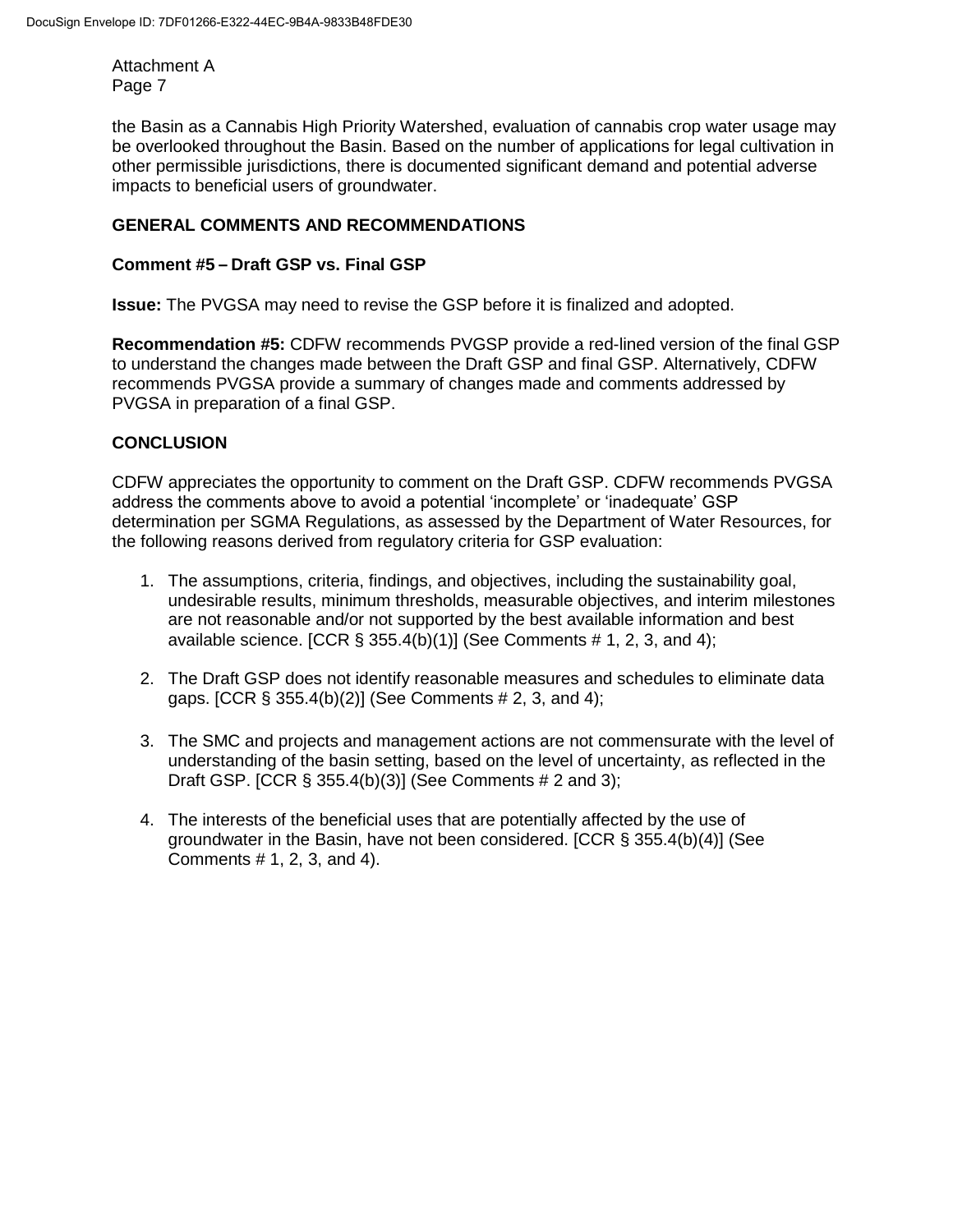the Basin as a Cannabis High Priority Watershed, evaluation of cannabis crop water usage may be overlooked throughout the Basin. Based on the number of applications for legal cultivation in other permissible jurisdictions, there is documented significant demand and potential adverse impacts to beneficial users of groundwater.

## GENERAL COMMENTS AND RECOMMENDATIONS

### Comment #5 – Draft GSP vs. Final GSP

**Issue:** The PVGSA may need to revise the GSP before it is finalized and adopted.

**Recommendation #5:** CDFW recommends PVGSP provide a red-lined version of the final GSP to understand the changes made between the Draft GSP and final GSP. Alternatively, CDFW recommends PVGSA provide a summary of changes made and comments addressed by PVGSA in preparation of a final GSP.

## CONCLUSION

CDFW appreciates the opportunity to comment on the Draft GSP. CDFW recommends PVGSA address the comments above to avoid a potential 'incomplete' or 'inadequate' GSP determination per SGMA Regulations, as assessed by the Department of Water Resources, for the following reasons derived from regulatory criteria for GSP evaluation:

1. The assumptions, criteria, findings, and objectives, including the sustainability goal, undesirable results, minimum thresholds, measurable objectives, and interim milestones are not reasonable and/or not supported by the best available information and best available science. [CCR § 355.4(b)(1)] (See Comments # 1, 2, 3, and 4);

2. The Draft GSP does not identify reasonable measures and schedules to eliminate data gaps. [CCR § 355.4(b)(2)] (See Comments # 2, 3, and 4);

3. The SMC and projects and management actions are not commensurate with the level of understanding of the basin setting, based on the level of uncertainty, as reflected in the Draft GSP. [CCR § 355.4(b)(3)] (See Comments # 2 and 3);

4. The interests of the beneficial uses that are potentially affected by the use of groundwater in the Basin, have not been considered. [CCR § 355.4(b)(4)] (See Comments # 1, 2, 3, and 4).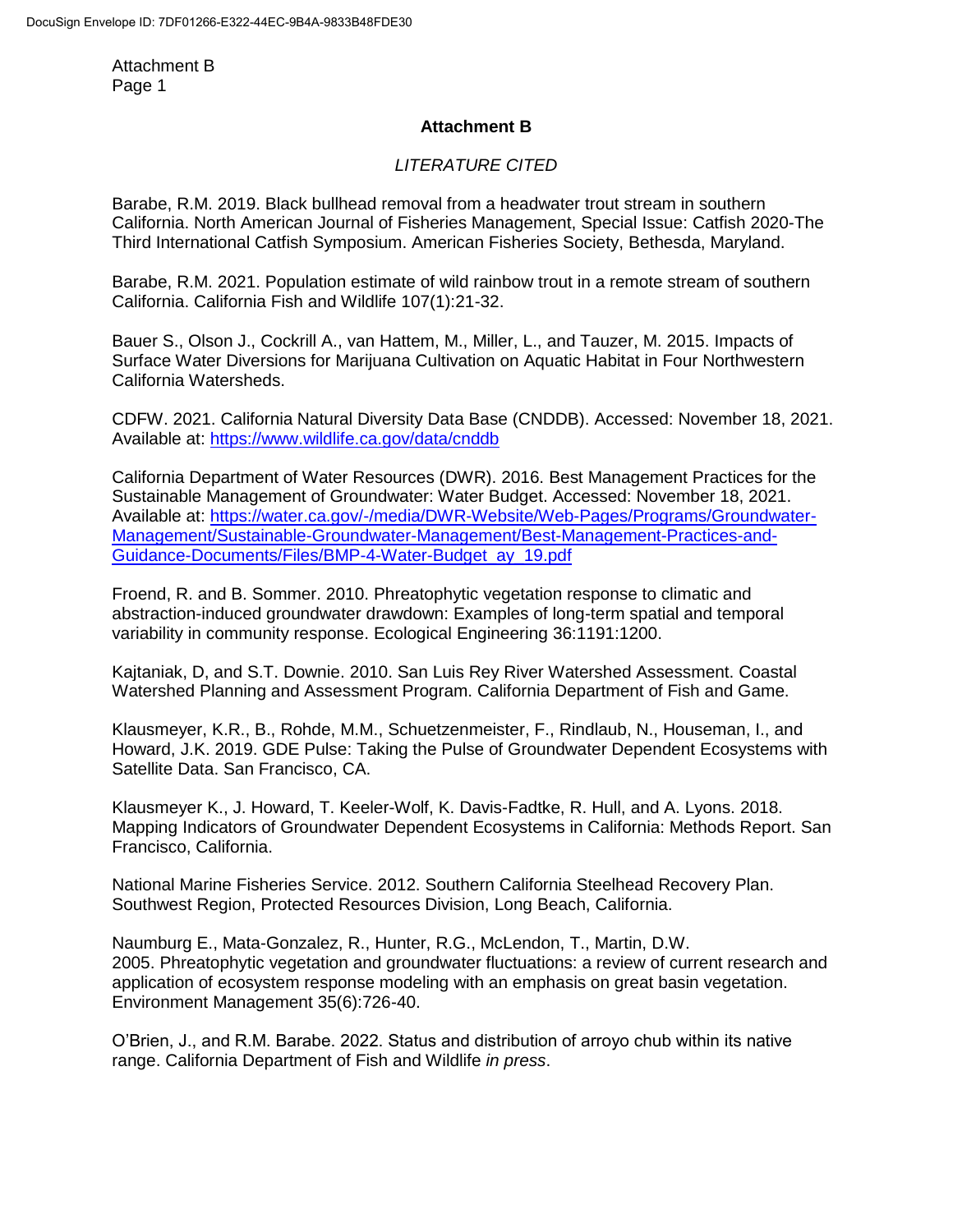## Attachment B

*LITERATURE CITED*

Barabe, R.M. 2019. Black bullhead removal from a headwater trout stream in southern California. North American Journal of Fisheries Management, Special Issue: Catfish 2020-The Third International Catfish Symposium. American Fisheries Society, Bethesda, Maryland.

Barabe, R.M. 2021. Population estimate of wild rainbow trout in a remote stream of southern California. California Fish and Wildlife 107(1):21-32.

Bauer S., Olson J., Cockrill A., van Hattem, M., Miller, L., and Tauzer, M. 2015. Impacts of Surface Water Diversions for Marijuana Cultivation on Aquatic Habitat in Four Northwestern California Watersheds.

CDFW. 2021. California Natural Diversity Data Base (CNDDB). Accessed: November 18, 2021. Available at: https://www.wildlife.ca.gov/data/cnddb

California Department of Water Resources (DWR). 2016. Best Management Practices for the Sustainable Management of Groundwater: Water Budget. Accessed: November 18, 2021. Available at: https://water.ca.gov/-/media/DWR-Website/Web-Pages/Programs/Groundwater-Management/Sustainable-Groundwater-Management/Best-Management-Practices-and-Guidance-Documents/Files/BMP-4-Water-Budget_ay_19.pdf

Froend, R. and B. Sommer. 2010. Phreatophytic vegetation response to climatic and abstraction-induced groundwater drawdown: Examples of long-term spatial and temporal variability in community response. Ecological Engineering 36:1191:1200.

Kajtaniak, D, and S.T. Downie. 2010. San Luis Rey River Watershed Assessment. Coastal Watershed Planning and Assessment Program. California Department of Fish and Game.

Klausmeyer, K.R., B., Rohde, M.M., Schuetzenmeister, F., Rindlaub, N., Houseman, I., and Howard, J.K. 2019. GDE Pulse: Taking the Pulse of Groundwater Dependent Ecosystems with Satellite Data. San Francisco, CA.

Klausmeyer K., J. Howard, T. Keeler-Wolf, K. Davis-Fadtke, R. Hull, and A. Lyons. 2018. Mapping Indicators of Groundwater Dependent Ecosystems in California: Methods Report. San Francisco, California.

National Marine Fisheries Service. 2012. Southern California Steelhead Recovery Plan. Southwest Region, Protected Resources Division, Long Beach, California.

Naumburg E., Mata-Gonzalez, R., Hunter, R.G., McLendon, T., Martin, D.W. 2005. Phreatophytic vegetation and groundwater fluctuations: a review of current research and application of ecosystem response modeling with an emphasis on great basin vegetation. Environment Management 35(6):726-40.

O'Brien, J., and R.M. Barabe. 2022. Status and distribution of arroyo chub within its native range. California Department of Fish and Wildlife *in press*.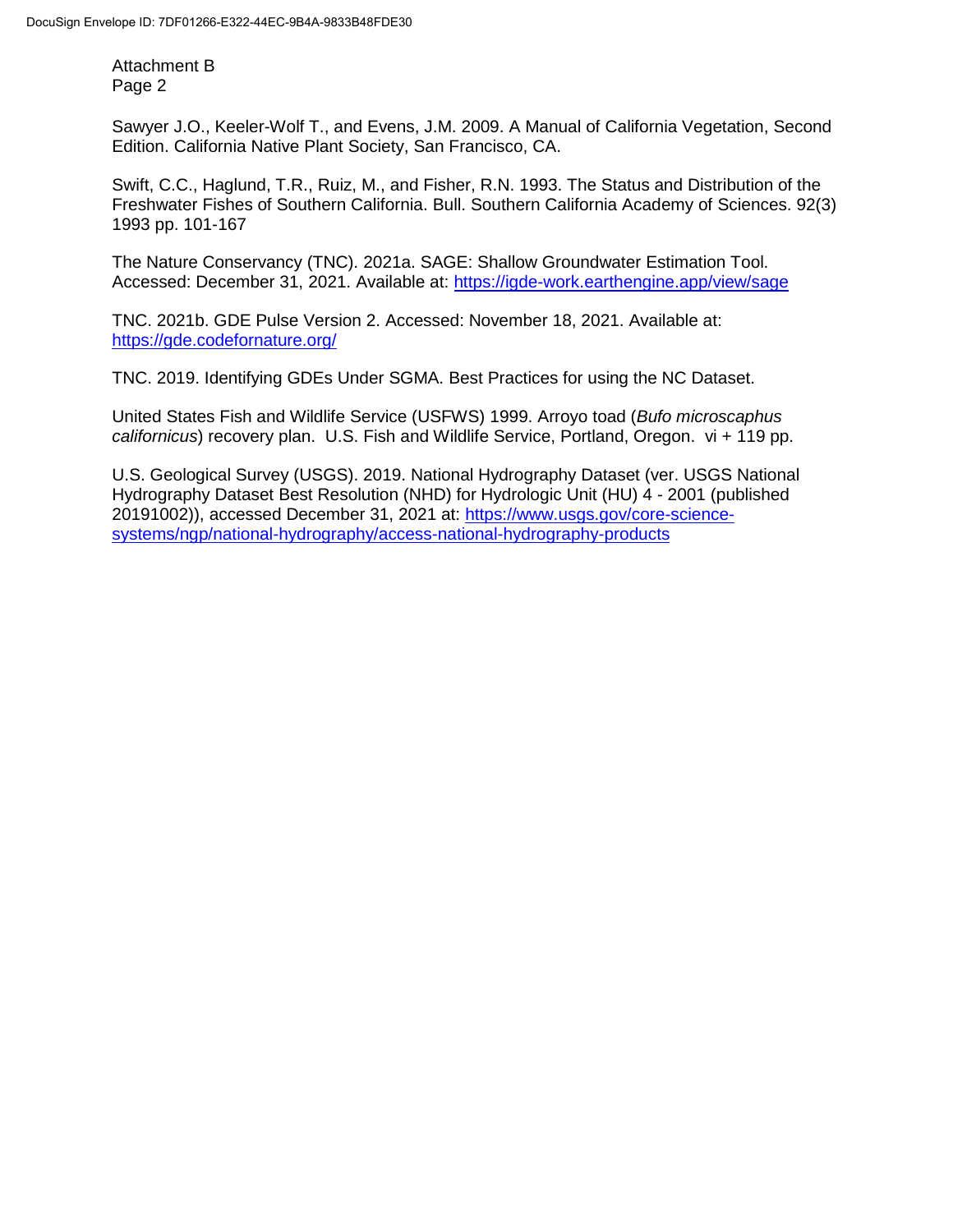Sawyer J.O., Keeler-Wolf T., and Evens, J.M. 2009. A Manual of California Vegetation, Second Edition. California Native Plant Society, San Francisco, CA.

Swift, C.C., Haglund, T.R., Ruiz, M., and Fisher, R.N. 1993. The Status and Distribution of the Freshwater Fishes of Southern California. Bull. Southern California Academy of Sciences. 92(3) 1993 pp. 101-167

The Nature Conservancy (TNC). 2021a. SAGE: Shallow Groundwater Estimation Tool. Accessed: December 31, 2021. Available at: https://igde-work.earthengine.app/view/sage

TNC. 2021b. GDE Pulse Version 2. Accessed: November 18, 2021. Available at: https://gde.codefornature.org/

TNC. 2019. Identifying GDEs Under SGMA. Best Practices for using the NC Dataset.

United States Fish and Wildlife Service (USFWS) 1999. Arroyo toad (*Bufo microscaphus californicus*) recovery plan. U.S. Fish and Wildlife Service, Portland, Oregon. vi + 119 pp.

U.S. Geological Survey (USGS). 2019. National Hydrography Dataset (ver. USGS National Hydrography Dataset Best Resolution (NHD) for Hydrologic Unit (HU) 4 - 2001 (published 20191002)), accessed December 31, 2021 at: https://www.usgs.gov/core-science-systems/ngp/national-hydrography/access-national-hydrography-products